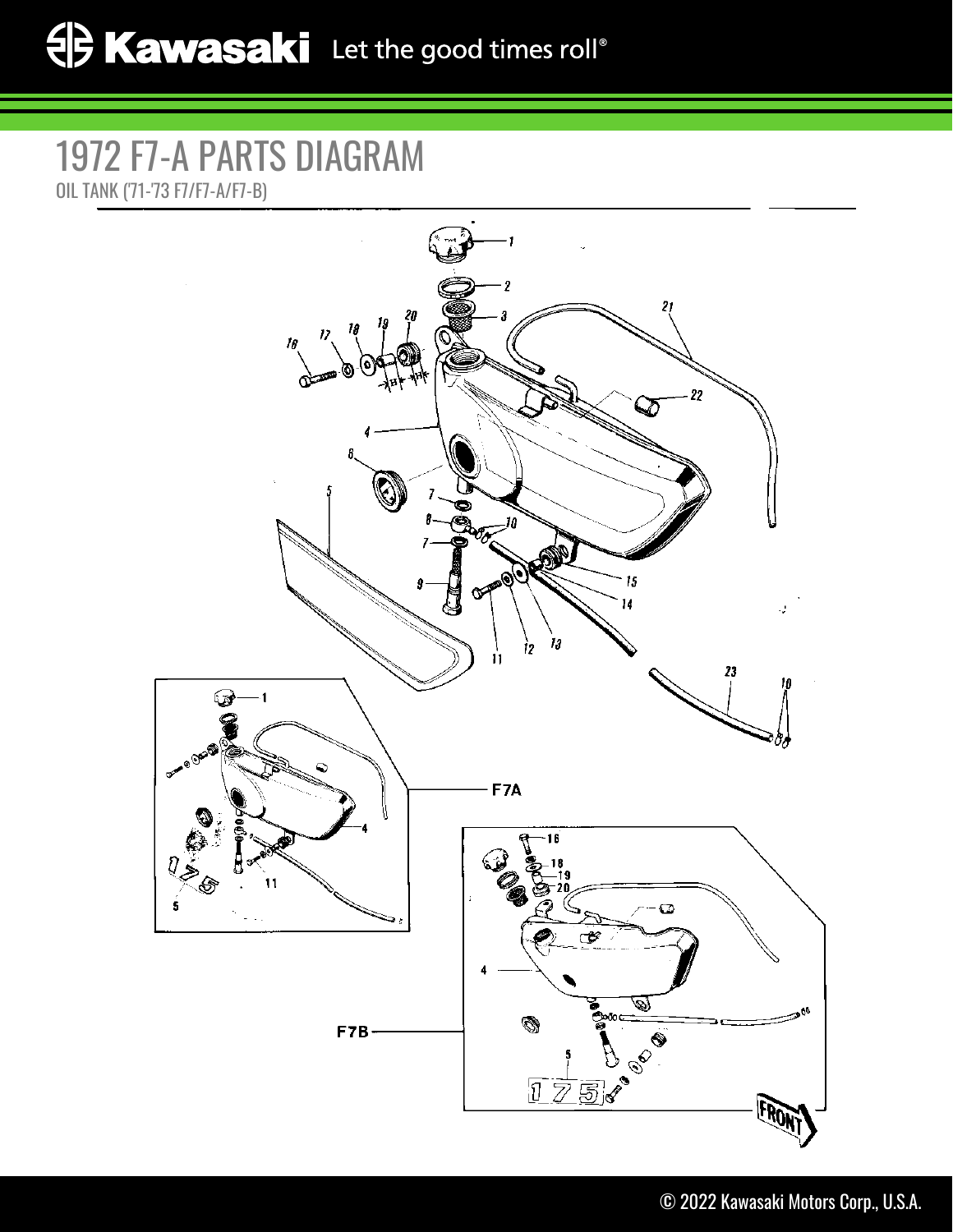# 1972 F7-A PARTS DIAGRAM

OIL TANK ('71-'73 F7/F7-A/F7-B)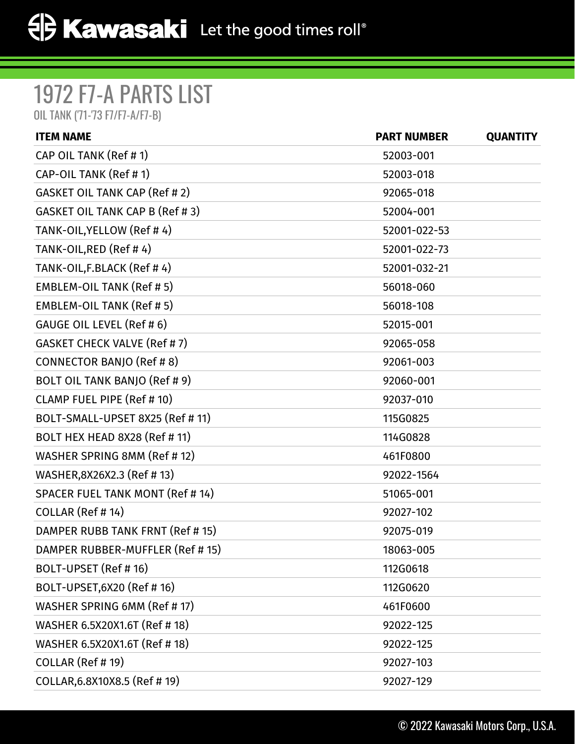# 1972 F7-A PARTS LIST

OIL TANK ('71-'73 F7/F7-A/F7-B)

| ITEM NAME | PART NUMBER | QUANTITY |
|---|---|---|
| CAP OIL TANK (Ref # 1) | 52003-001 | |
| CAP-OIL TANK (Ref # 1) | 52003-018 | |
| GASKET OIL TANK CAP (Ref # 2) | 92065-018 | |
| GASKET OIL TANK CAP B (Ref # 3) | 52004-001 | |
| TANK-OIL,YELLOW (Ref # 4) | 52001-022-53 | |
| TANK-OIL,RED (Ref # 4) | 52001-022-73 | |
| TANK-OIL,F.BLACK (Ref # 4) | 52001-032-21 | |
| EMBLEM-OIL TANK (Ref # 5) | 56018-060 | |
| EMBLEM-OIL TANK (Ref # 5) | 56018-108 | |
| GAUGE OIL LEVEL (Ref # 6) | 52015-001 | |
| GASKET CHECK VALVE (Ref # 7) | 92065-058 | |
| CONNECTOR BANJO (Ref # 8) | 92061-003 | |
| BOLT OIL TANK BANJO (Ref # 9) | 92060-001 | |
| CLAMP FUEL PIPE (Ref # 10) | 92037-010 | |
| BOLT-SMALL-UPSET 8X25 (Ref # 11) | 115G0825 | |
| BOLT HEX HEAD 8X28 (Ref # 11) | 114G0828 | |
| WASHER SPRING 8MM (Ref # 12) | 461F0800 | |
| WASHER,8X26X2.3 (Ref # 13) | 92022-1564 | |
| SPACER FUEL TANK MONT (Ref # 14) | 51065-001 | |
| COLLAR (Ref # 14) | 92027-102 | |
| DAMPER RUBB TANK FRNT (Ref # 15) | 92075-019 | |
| DAMPER RUBBER-MUFFLER (Ref # 15) | 18063-005 | |
| BOLT-UPSET (Ref # 16) | 112G0618 | |
| BOLT-UPSET,6X20 (Ref # 16) | 112G0620 | |
| WASHER SPRING 6MM (Ref # 17) | 461F0600 | |
| WASHER 6.5X20X1.6T (Ref # 18) | 92022-125 | |
| WASHER 6.5X20X1.6T (Ref # 18) | 92022-125 | |
| COLLAR (Ref # 19) | 92027-103 | |
| COLLAR,6.8X10X8.5 (Ref # 19) | 92027-129 | |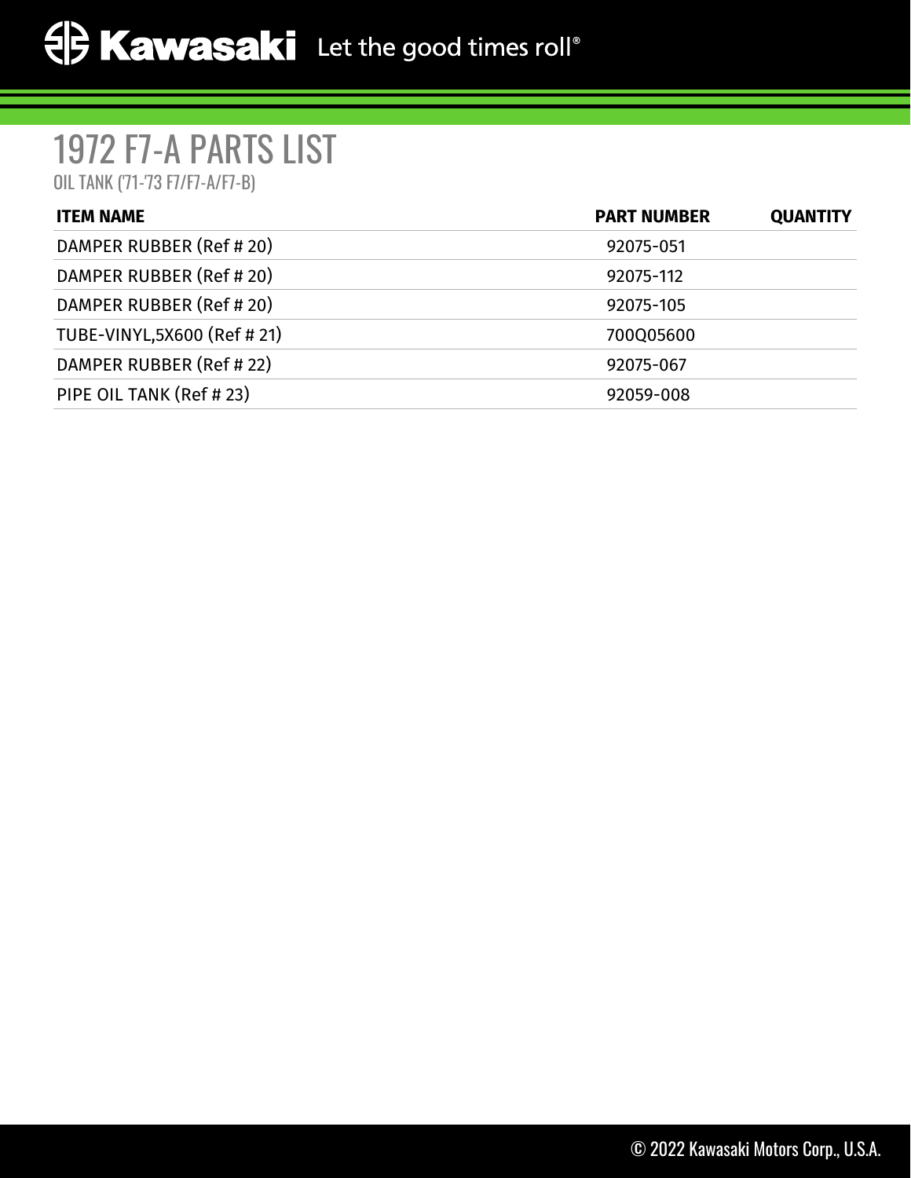# 1972 F7-A PARTS LIST

OIL TANK ('71-'73 F7/F7-A/F7-B)

| ITEM NAME | PART NUMBER | QUANTITY |
| --- | --- | --- |
| DAMPER RUBBER (Ref # 20) | 92075-051 | |
| DAMPER RUBBER (Ref # 20) | 92075-112 | |
| DAMPER RUBBER (Ref # 20) | 92075-105 | |
| TUBE-VINYL,5X600 (Ref # 21) | 700Q05600 | |
| DAMPER RUBBER (Ref # 22) | 92075-067 | |
| PIPE OIL TANK (Ref # 23) | 92059-008 | |